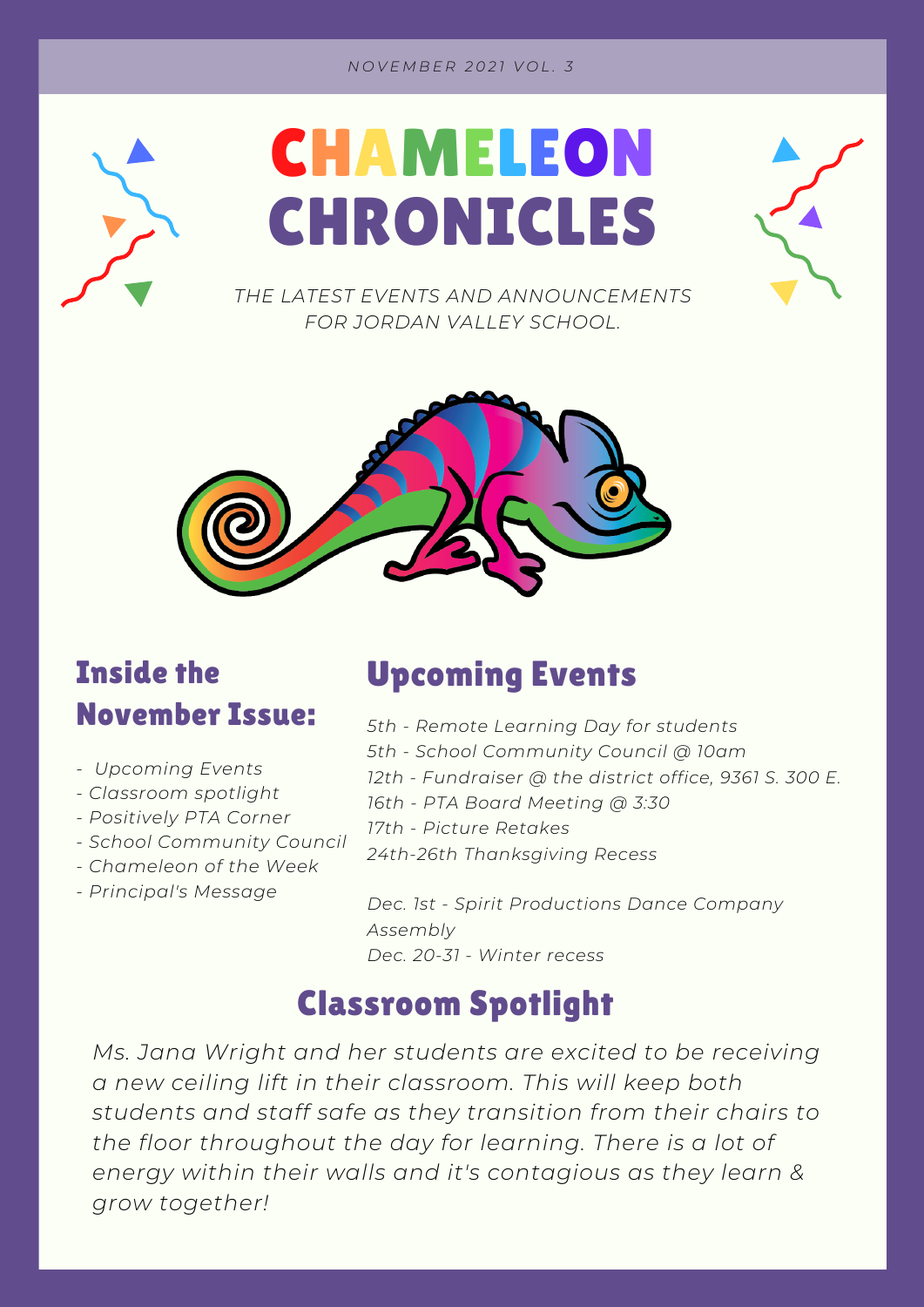*NOVEMBER 2021 VOL. 3*

# CHAMELEON CHRONICLES

*THE LATEST EVENTS AND ANNOUNCEMENTS FOR JORDAN VALLEY SCHOOL.*

## Inside the November Issue:

- *Upcoming Events*
- *Classroom spotlight*
- *Positively PTA Corner*
- *School Community Council*
- *Chameleon of the Week*
- *Principal's Message*

## Upcoming Events

*5th - Remote Learning Day for students*
*5th - School Community Council @ 10am*
*12th - Fundraiser @ the district office, 9361 S. 300 E.*
*16th - PTA Board Meeting @ 3:30*
*17th - Picture Retakes*
*24th-26th Thanksgiving Recess*

*Dec. 1st - Spirit Productions Dance Company Assembly*
*Dec. 20-31 - Winter recess*

## Classroom Spotlight

*Ms. Jana Wright and her students are excited to be receiving a new ceiling lift in their classroom. This will keep both students and staff safe as they transition from their chairs to the floor throughout the day for learning. There is a lot of energy within their walls and it's contagious as they learn & grow together!*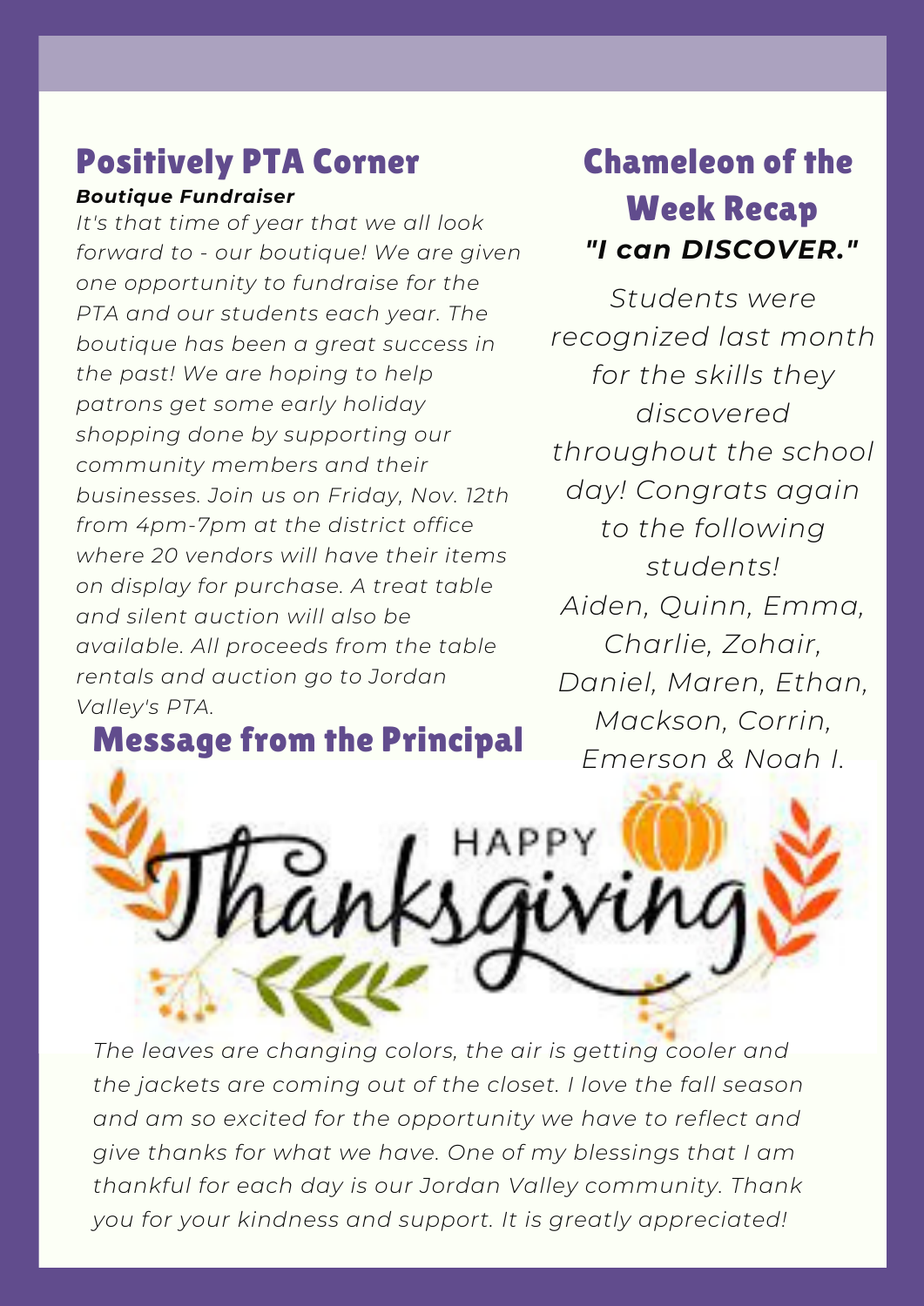## Positively PTA Corner

***Boutique Fundraiser***

*It's that time of year that we all look forward to - our boutique! We are given one opportunity to fundraise for the PTA and our students each year. The boutique has been a great success in the past! We are hoping to help patrons get some early holiday shopping done by supporting our community members and their businesses. Join us on Friday, Nov. 12th from 4pm-7pm at the district office where 20 vendors will have their items on display for purchase. A treat table and silent auction will also be available. All proceeds from the table rentals and auction go to Jordan Valley's PTA.*

## Chameleon of the Week Recap

***"I can DISCOVER."***

*Students were recognized last month for the skills they discovered throughout the school day! Congrats again to the following students!*

*Aiden, Quinn, Emma, Charlie, Zohair, Daniel, Maren, Ethan, Mackson, Corrin, Emerson & Noah I.*

## Message from the Principal

HAPPY Thanksgiving

*The leaves are changing colors, the air is getting cooler and the jackets are coming out of the closet. I love the fall season and am so excited for the opportunity we have to reflect and give thanks for what we have. One of my blessings that I am thankful for each day is our Jordan Valley community. Thank you for your kindness and support. It is greatly appreciated!*